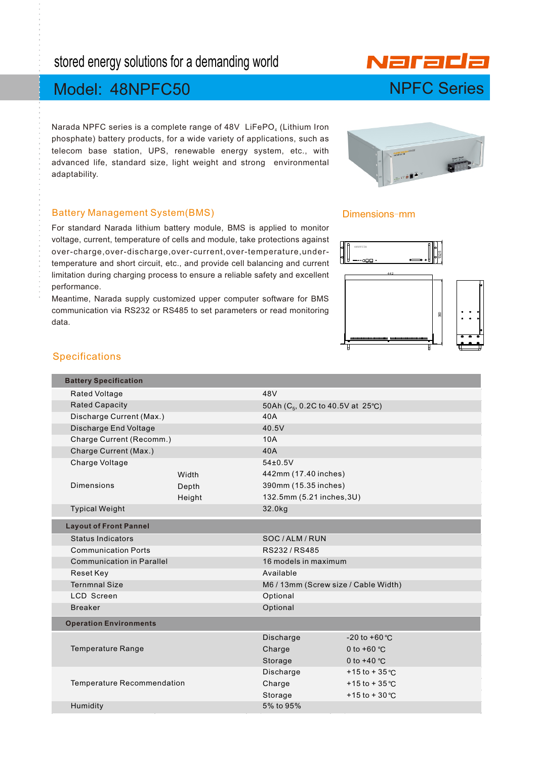stored energy solutions for a demanding world

Narada

# Model: 48NPFC50

## NPFC Series

Narada NPFC series is a complete range of 48V $LiFePO_4$ (Lithium Iron phosphate) battery products, for a wide variety of applications, such as telecom base station, UPS, renewable energy system, etc., with advanced life, standard size, light weight and strong environmental adaptability.

### Battery Management System(BMS)

For standard Narada lithium battery module, BMS is applied to monitor voltage, current, temperature of cells and module, take protections against over-charge, over-discharge, over-current, over-temperature, under-temperature and short circuit, etc., and provide cell balancing and current limitation during charging process to ensure a reliable safety and excellent performance.

Meantime, Narada supply customized upper computer software for BMS communication via RS232 or RS485 to set parameters or read monitoring data.

### Dimensions-mm

### Specifications

| Battery Specification | | | |
|---|---|---|---|
| Rated Voltage | | 48V | |
| Rated Capacity | | 50Ah ($C_5$, 0.2C to 40.5V at 25℃) | |
| Discharge Current (Max.) | | 40A | |
| Discharge End Voltage | | 40.5V | |
| Charge Current (Recomm.) | | 10A | |
| Charge Current (Max.) | | 40A | |
| Charge Voltage | | 54±0.5V | |
| Dimensions | Width | 442mm (17.40 inches) | |
| | Depth | 390mm (15.35 inches) | |
| | Height | 132.5mm (5.21 inches,3U) | |
| Typical Weight | | 32.0kg | |
| **Layout of Front Pannel** | | | |
| Status Indicators | | SOC / ALM / RUN | |
| Communication Ports | | RS232 / RS485 | |
| Communication in Parallel | | 16 models in maximum | |
| Reset Key | | Available | |
| Ternmnal Size | | M6 / 13mm (Screw size / Cable Width) | |
| LCD Screen | | Optional | |
| Breaker | | Optional | |
| **Operation Environments** | | | |
| Temperature Range | | Discharge | -20 to +60℃ |
| | | Charge | 0 to +60 ℃ |
| | | Storage | 0 to +40 ℃ |
| Temperature Recommendation | | Discharge | +15 to + 35℃ |
| | | Charge | +15 to + 35℃ |
| | | Storage | +15 to + 30℃ |
| Humidity | | 5% to 95% | |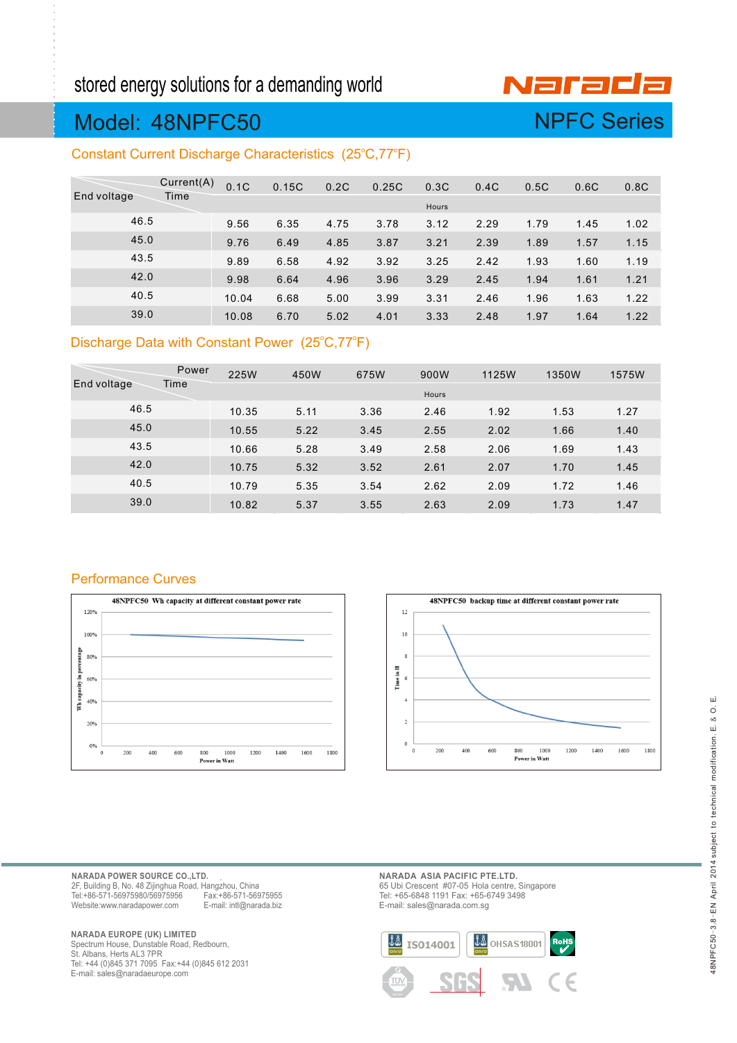stored energy solutions for a demanding world

Narada

# Model: 48NPFC50

## NPFC Series

### Constant Current Discharge Characteristics (25℃,77℉)

| End voltage \ Current(A) / Time | 0.1C | 0.15C | 0.2C | 0.25C | 0.3C | 0.4C | 0.5C | 0.6C | 0.8C |
|---|---|---|---|---|---|---|---|---|---|
| | | | | | Hours | | | | |
| 46.5 | 9.56 | 6.35 | 4.75 | 3.78 | 3.12 | 2.29 | 1.79 | 1.45 | 1.02 |
| 45.0 | 9.76 | 6.49 | 4.85 | 3.87 | 3.21 | 2.39 | 1.89 | 1.57 | 1.15 |
| 43.5 | 9.89 | 6.58 | 4.92 | 3.92 | 3.25 | 2.42 | 1.93 | 1.60 | 1.19 |
| 42.0 | 9.98 | 6.64 | 4.96 | 3.96 | 3.29 | 2.45 | 1.94 | 1.61 | 1.21 |
| 40.5 | 10.04 | 6.68 | 5.00 | 3.99 | 3.31 | 2.46 | 1.96 | 1.63 | 1.22 |
| 39.0 | 10.08 | 6.70 | 5.02 | 4.01 | 3.33 | 2.48 | 1.97 | 1.64 | 1.22 |

### Discharge Data with Constant Power (25℃,77℉)

| End voltage \ Power / Time | 225W | 450W | 675W | 900W | 1125W | 1350W | 1575W |
|---|---|---|---|---|---|---|---|
| | | | | Hours | | | |
| 46.5 | 10.35 | 5.11 | 3.36 | 2.46 | 1.92 | 1.53 | 1.27 |
| 45.0 | 10.55 | 5.22 | 3.45 | 2.55 | 2.02 | 1.66 | 1.40 |
| 43.5 | 10.66 | 5.28 | 3.49 | 2.58 | 2.06 | 1.69 | 1.43 |
| 42.0 | 10.75 | 5.32 | 3.52 | 2.61 | 2.07 | 1.70 | 1.45 |
| 40.5 | 10.79 | 5.35 | 3.54 | 2.62 | 2.09 | 1.72 | 1.46 |
| 39.0 | 10.82 | 5.37 | 3.55 | 2.63 | 2.09 | 1.73 | 1.47 |

### Performance Curves

48NPFC50 Wh capacity at different constant power rate

Wh capacity in percentage
120%
100%
80%
60%
40%
20%
0%
0 200 400 600 800 1000 1200 1400 1600 1800
Power in Watt

48NPFC50 backup time at different constant power rate

Time in H
12
10
8
6
4
2
0
0 200 400 600 800 1000 1200 1400 1600 1800
Power in Watt

**NARADA POWER SOURCE CO.,LTD.**
2F, Building B, No. 48 Zijinghua Road, Hangzhou, China
Tel:+86-571-56975980/56975956 Fax:+86-571-56975955
Website:www.naradapower.com E-mail: intl@narada.biz

**NARADA ASIA PACIFIC PTE.LTD.**
65 Ubi Crescent #07-05 Hola centre, Singapore
Tel: +65-6848 1191 Fax: +65-6749 3498
E-mail: sales@narada.com.sg

**NARADA EUROPE (UK) LIMITED**
Spectrum House, Dunstable Road, Redbourn,
St. Albans, Herts AL3 7PR
Tel: +44 (0)845 371 7095 Fax:+44 (0)845 612 2031
E-mail: sales@naradaeurope.com

ISO14001 OHSAS18001 RoHS

48NPFC50-3.8-EN April 2014 subject to technical modification. E. & O. E.